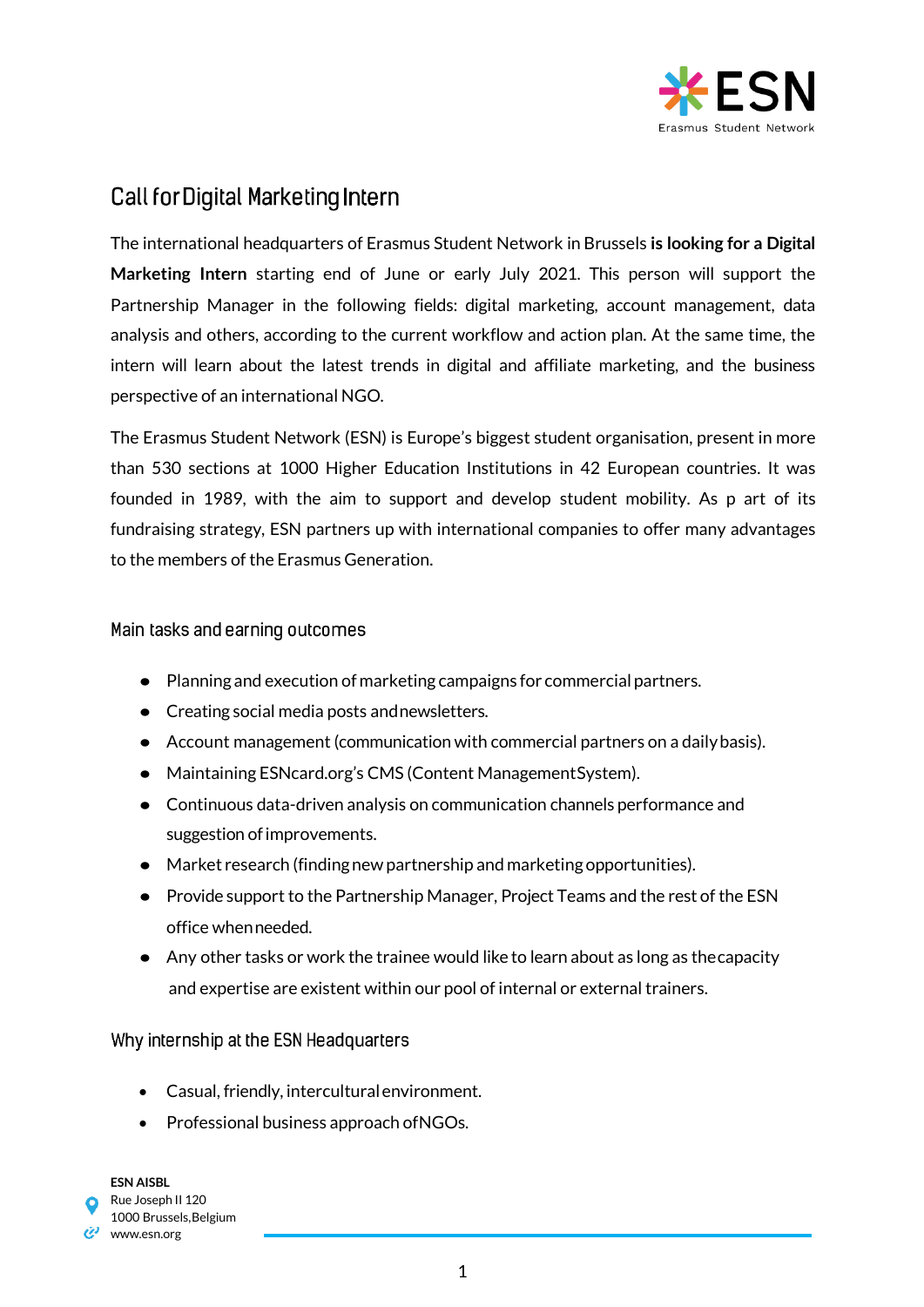# Call for Digital Marketing Intern

The international headquarters of Erasmus Student Network in Brussels **is looking for a Digital Marketing Intern** starting end of June or early July 2021. This person will support the Partnership Manager in the following fields: digital marketing, account management, data analysis and others, according to the current workflow and action plan. At the same time, the intern will learn about the latest trends in digital and affiliate marketing, and the business perspective of an international NGO.

The Erasmus Student Network (ESN) is Europe's biggest student organisation, present in more than 530 sections at 1000 Higher Education Institutions in 42 European countries. It was founded in 1989, with the aim to support and develop student mobility. As p art of its fundraising strategy, ESN partners up with international companies to offer many advantages to the members of the Erasmus Generation.

## Main tasks and earning outcomes

- Planning and execution of marketing campaigns for commercial partners.
- Creating social media posts and newsletters.
- Account management (communication with commercial partners on a daily basis).
- Maintaining ESNcard.org's CMS (Content Management System).
- Continuous data-driven analysis on communication channels performance and suggestion of improvements.
- Market research (finding new partnership and marketing opportunities).
- Provide support to the Partnership Manager, Project Teams and the rest of the ESN office when needed.
- Any other tasks or work the trainee would like to learn about as long as the capacity and expertise are existent within our pool of internal or external trainers.

## Why internship at the ESN Headquarters

- Casual, friendly, intercultural environment.
- Professional business approach of NGOs.

**ESN AISBL**
Rue Joseph II 120
1000 Brussels, Belgium
www.esn.org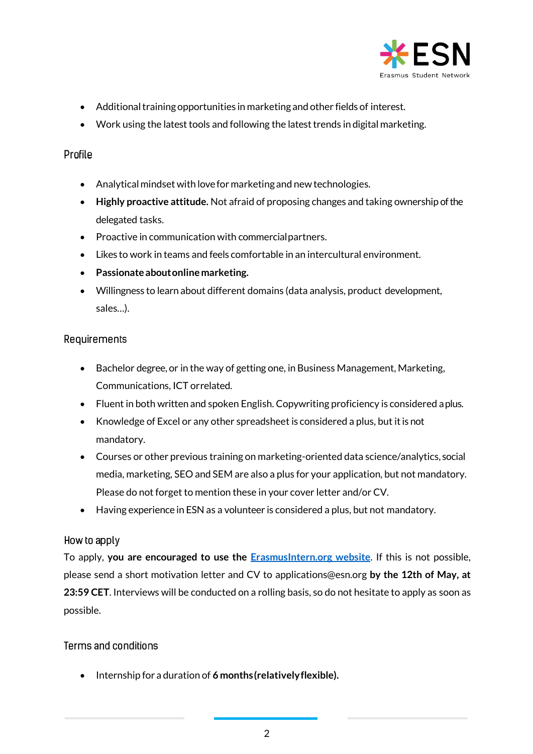- Additional training opportunities in marketing and other fields of interest.
- Work using the latest tools and following the latest trends in digital marketing.

## Profile

- Analytical mindset with love for marketing and new technologies.
- **Highly proactive attitude.** Not afraid of proposing changes and taking ownership of the delegated tasks.
- Proactive in communication with commercial partners.
- Likes to work in teams and feels comfortable in an intercultural environment.
- **Passionate about online marketing.**
- Willingness to learn about different domains (data analysis, product development, sales…).

## Requirements

- Bachelor degree, or in the way of getting one, in Business Management, Marketing, Communications, ICT or related.
- Fluent in both written and spoken English. Copywriting proficiency is considered a plus.
- Knowledge of Excel or any other spreadsheet is considered a plus, but it is not mandatory.
- Courses or other previous training on marketing-oriented data science/analytics, social media, marketing, SEO and SEM are also a plus for your application, but not mandatory. Please do not forget to mention these in your cover letter and/or CV.
- Having experience in ESN as a volunteer is considered a plus, but not mandatory.

## How to apply

To apply, **you are encouraged to use the [ErasmusIntern.org website](ErasmusIntern.org)**. If this is not possible, please send a short motivation letter and CV to applications@esn.org **by the 12th of May, at 23:59 CET**. Interviews will be conducted on a rolling basis, so do not hesitate to apply as soon as possible.

## Terms and conditions

- Internship for a duration of **6 months (relatively flexible).**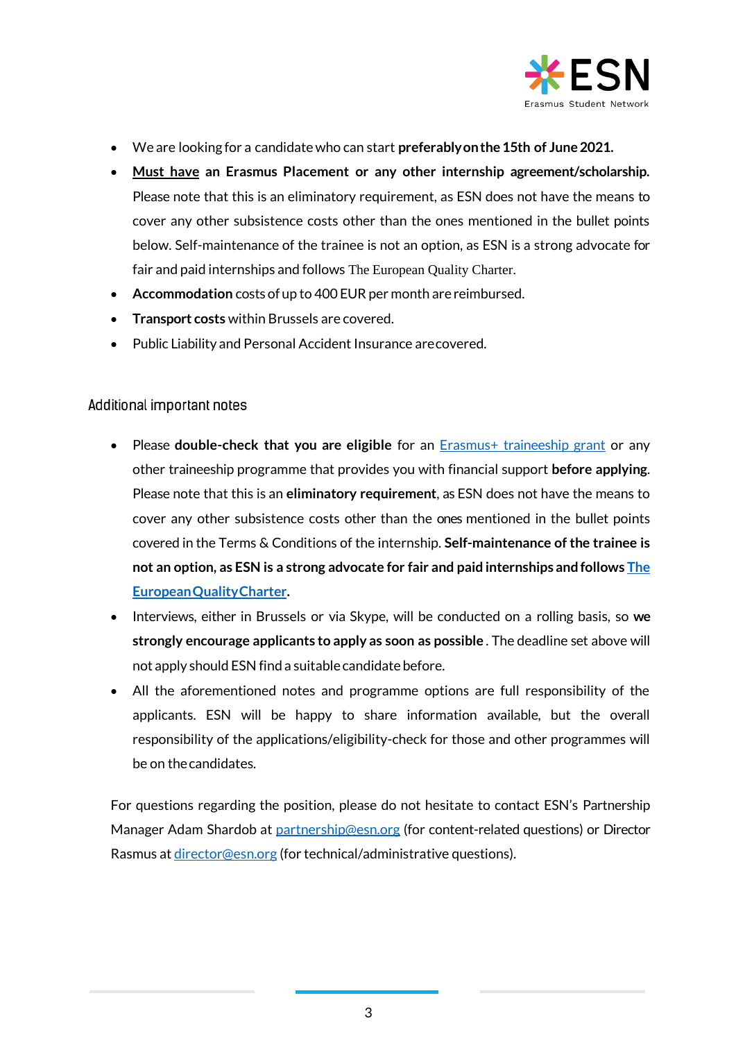- We are looking for a candidate who can start **preferably on the 15th of June 2021.**
- **<u>Must have</u> an Erasmus Placement or any other internship agreement/scholarship.** Please note that this is an eliminatory requirement, as ESN does not have the means to cover any other subsistence costs other than the ones mentioned in the bullet points below. Self-maintenance of the trainee is not an option, as ESN is a strong advocate for fair and paid internships and follows The European Quality Charter.
- **Accommodation** costs of up to 400 EUR per month are reimbursed.
- **Transport costs** within Brussels are covered.
- Public Liability and Personal Accident Insurance are covered.

## Additional important notes

- Please **double-check that you are eligible** for an [Erasmus+ traineeship grant]() or any other traineeship programme that provides you with financial support **before applying**. Please note that this is an **eliminatory requirement**, as ESN does not have the means to cover any other subsistence costs other than the ones mentioned in the bullet points covered in the Terms & Conditions of the internship. **Self-maintenance of the trainee is not an option, as ESN is a strong advocate for fair and paid internships and follows [The European Quality Charter]().**
- Interviews, either in Brussels or via Skype, will be conducted on a rolling basis, so **we strongly encourage applicants to apply as soon as possible**. The deadline set above will not apply should ESN find a suitable candidate before.
- All the aforementioned notes and programme options are full responsibility of the applicants. ESN will be happy to share information available, but the overall responsibility of the applications/eligibility-check for those and other programmes will be on the candidates.

For questions regarding the position, please do not hesitate to contact ESN's Partnership Manager Adam Shardob at [partnership@esn.org](mailto:partnership@esn.org) (for content-related questions) or Director Rasmus at [director@esn.org](mailto:director@esn.org) (for technical/administrative questions).